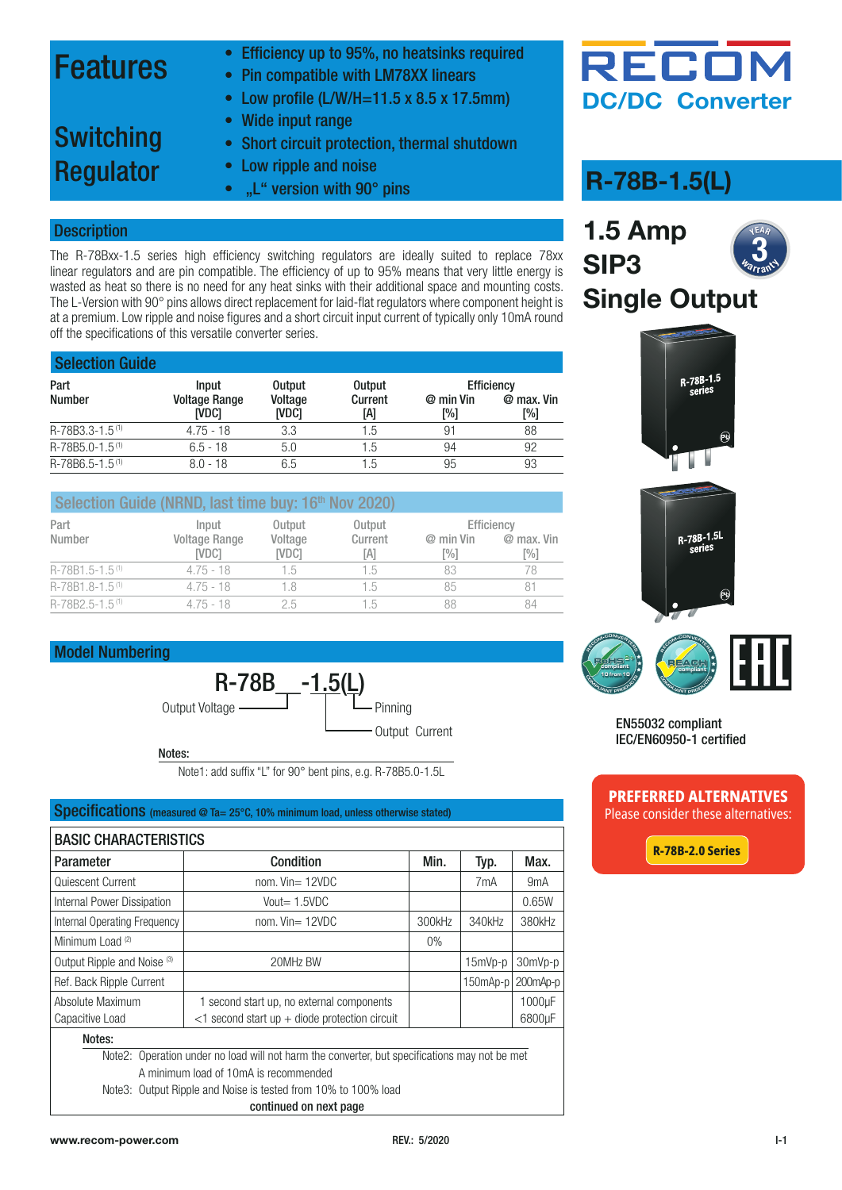# Features

## Switching Regulator

- Efficiency up to 95%, no heatsinks required
- Pin compatible with LM78XX linears
- Low profile (L/W/H=11.5 x 8.5 x 17.5mm)
- Wide input range
- Short circuit protection, thermal shutdown
- Low ripple and noise
- „L“ version with 90° pins

RECOM
DC/DC Converter

# R-78B-1.5(L)

**1.5 Amp**
**SIP3**
**Single Output**

## Description

The R-78Bxx-1.5 series high efficiency switching regulators are ideally suited to replace 78xx linear regulators and are pin compatible. The efficiency of up to 95% means that very little energy is wasted as heat so there is no need for any heat sinks with their additional space and mounting costs. The L-Version with 90° pins allows direct replacement for laid-flat regulators where component height is at a premium. Low ripple and noise figures and a short circuit input current of typically only 10mA round off the specifications of this versatile converter series.

## Selection Guide

| Part Number | Input Voltage Range [VDC] | Output Voltage [VDC] | Output Current [A] | Efficiency @ min Vin [%] | Efficiency @ max. Vin [%] |
|---|---|---|---|---|---|
| R-78B3.3-1.5 [1] | 4.75 - 18 | 3.3 | 1.5 | 91 | 88 |
| R-78B5.0-1.5 [1] | 6.5 - 18 | 5.0 | 1.5 | 94 | 92 |
| R-78B6.5-1.5 [1] | 8.0 - 18 | 6.5 | 1.5 | 95 | 93 |

## Selection Guide (NRND, last time buy: 16th Nov 2020)

| Part Number | Input Voltage Range [VDC] | Output Voltage [VDC] | Output Current [A] | Efficiency @ min Vin [%] | Efficiency @ max. Vin [%] |
|---|---|---|---|---|---|
| R-78B1.5-1.5 [1] | 4.75 - 18 | 1.5 | 1.5 | 83 | 78 |
| R-78B1.8-1.5 [1] | 4.75 - 18 | 1.8 | 1.5 | 85 | 81 |
| R-78B2.5-1.5 [1] | 4.75 - 18 | 2.5 | 1.5 | 88 | 84 |

## Model Numbering

R-78B__-1.5(L)

- Output Voltage
- Pinning
- Output Current

Notes:
Note1: add suffix “L” for 90° bent pins, e.g. R-78B5.0-1.5L

EN55032 compliant
IEC/EN60950-1 certified

**PREFERRED ALTERNATIVES**
Please consider these alternatives:
**R-78B-2.0 Series**

## Specifications (measured @ Ta= 25°C, 10% minimum load, unless otherwise stated)

### BASIC CHARACTERISTICS

| Parameter | Condition | Min. | Typ. | Max. |
|---|---|---|---|---|
| Quiescent Current | nom. Vin= 12VDC | | 7mA | 9mA |
| Internal Power Dissipation | Vout= 1.5VDC | | | 0.65W |
| Internal Operating Frequency | nom. Vin= 12VDC | 300kHz | 340kHz | 380kHz |
| Minimum Load [2] | | 0% | | |
| Output Ripple and Noise [3] | 20MHz BW | | 15mVp-p | 30mVp-p |
| Ref. Back Ripple Current | | | 150mAp-p | 200mAp-p |
| Absolute Maximum Capacitive Load | 1 second start up, no external components<br><1 second start up + diode protection circuit | | | 1000µF<br>6800µF |

Notes:
Note2: Operation under no load will not harm the converter, but specifications may not be met. A minimum load of 10mA is recommended
Note3: Output Ripple and Noise is tested from 10% to 100% load

continued on next page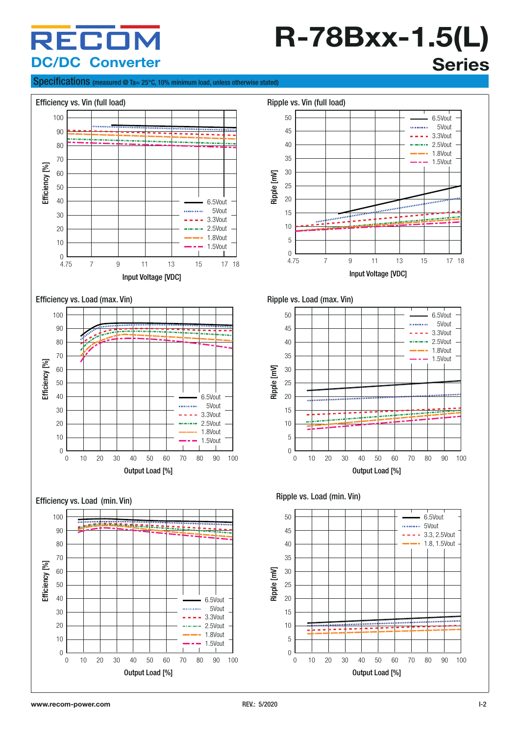## Specifications (measured @ Ta= 25°C, 10% minimum load, unless otherwise stated)

### Efficiency vs. Vin (full load)

Efficiency [%] vs. Input Voltage [VDC]

Legend: 6.5Vout, 5Vout, 3.3Vout, 2.5Vout, 1.8Vout, 1.5Vout

### Ripple vs. Vin (full load)

Ripple [mV] vs. Input Voltage [VDC]

Legend: 6.5Vout, 5Vout, 3.3Vout, 2.5Vout, 1.8Vout, 1.5Vout

### Efficiency vs. Load (max. Vin)

Efficiency [%] vs. Output Load [%]

Legend: 6.5Vout, 5Vout, 3.3Vout, 2.5Vout, 1.8Vout, 1.5Vout

### Ripple vs. Load (max. Vin)

Ripple [mV] vs. Output Load [%]

Legend: 6.5Vout, 5Vout, 3.3Vout, 2.5Vout, 1.8Vout, 1.5Vout

### Efficiency vs. Load (min. Vin)

Efficiency [%] vs. Output Load [%]

Legend: 6.5Vout, 5Vout, 3.3Vout, 2.5Vout, 1.8Vout, 1.5Vout

### Ripple vs. Load (min. Vin)

Ripple [mV] vs. Output Load [%]

Legend: 6.5Vout, 5Vout, 3.3, 2.5Vout, 1.8, 1.5Vout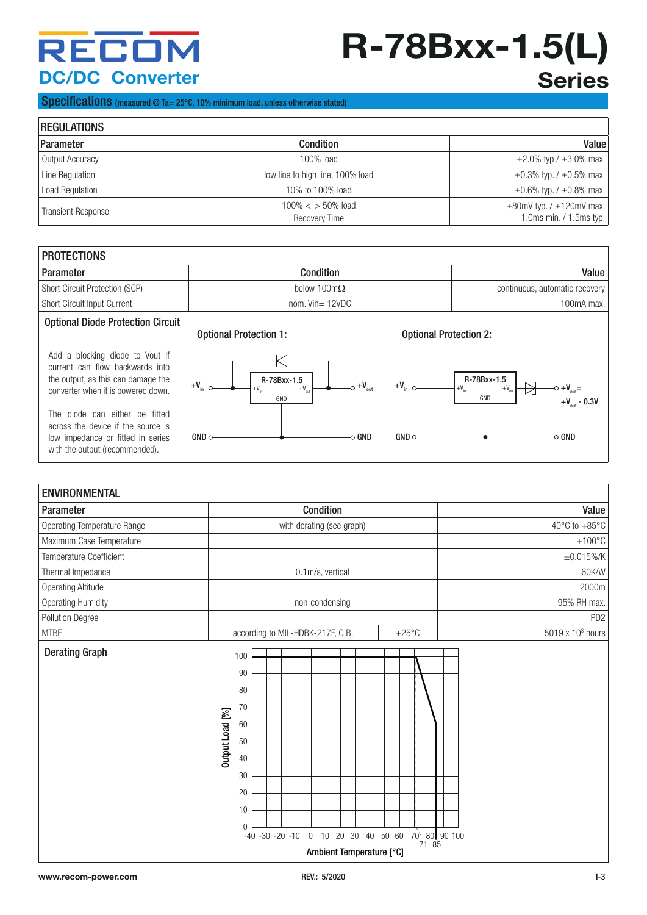# R-78Bxx-1.5(L) Series

## Specifications (measured @ Ta= 25°C, 10% minimum load, unless otherwise stated)

### REGULATIONS

| Parameter | Condition | Value |
|---|---|---|
| Output Accuracy | 100% load | ±2.0% typ / ±3.0% max. |
| Line Regulation | low line to high line, 100% load | ±0.3% typ. / ±0.5% max. |
| Load Regulation | 10% to 100% load | ±0.6% typ. / ±0.8% max. |
| Transient Response | 100% <-> 50% load<br>Recovery Time | ±80mV typ. / ±120mV max.<br>1.0ms min. / 1.5ms typ. |

### PROTECTIONS

| Parameter | Condition | Value |
|---|---|---|
| Short Circuit Protection (SCP) | below 100mΩ | continuous, automatic recovery |
| Short Circuit Input Current | nom. Vin= 12VDC | 100mA max. |

**Optional Diode Protection Circuit**

Add a blocking diode to Vout if current can flow backwards into the output, as this can damage the converter when it is powered down.

The diode can either be fitted across the device if the source is low impedance or fitted in series with the output (recommended).

**Optional Protection 1:**

(Circuit: $+V_{in}$ → R-78Bxx-1.5 ($+V_{in}$, GND, $+V_{out}$) → $+V_{out}$; diode across the device from $+V_{out}$ to $+V_{in}$; GND — GND)

**Optional Protection 2:**

(Circuit: $+V_{in}$ → R-78Bxx-1.5 ($+V_{in}$, GND, $+V_{out}$) → series diode → $+V_{out}$ = $+V_{out}$ - 0.3V; GND — GND)

### ENVIRONMENTAL

| Parameter | Condition | | Value |
|---|---|---|---|
| Operating Temperature Range | with derating (see graph) | | -40°C to +85°C |
| Maximum Case Temperature | | | +100°C |
| Temperature Coefficient | | | ±0.015%/K |
| Thermal Impedance | 0.1m/s, vertical | | 60K/W |
| Operating Altitude | | | 2000m |
| Operating Humidity | non-condensing | | 95% RH max. |
| Pollution Degree | | | PD2 |
| MTBF | according to MIL-HDBK-217F, G.B. | +25°C | 5019 x 10³ hours |

**Derating Graph**

(Output Load [%] vs. Ambient Temperature [°C]: 100% from -40°C to 71°C, linearly derating to 60% at 85°C)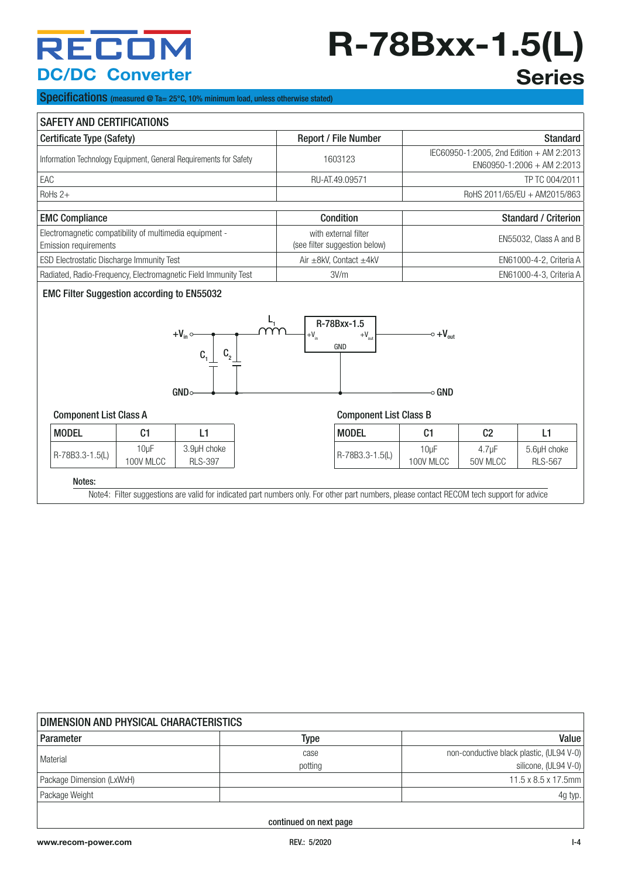# R-78Bxx-1.5(L) Series

**DC/DC Converter**

## Specifications (measured @ Ta= 25°C, 10% minimum load, unless otherwise stated)

| SAFETY AND CERTIFICATIONS | | |
|---|---|---|
| **Certificate Type (Safety)** | **Report / File Number** | **Standard** |
| Information Technology Equipment, General Requirements for Safety | 1603123 | IEC60950-1:2005, 2nd Edition + AM 2:2013<br>EN60950-1:2006 + AM 2:2013 |
| EAC | RU-AT.49.09571 | TP TC 004/2011 |
| RoHs 2+ | | RoHS 2011/65/EU + AM2015/863 |

| **EMC Compliance** | **Condition** | **Standard / Criterion** |
|---|---|---|
| Electromagnetic compatibility of multimedia equipment - Emission requirements | with external filter (see filter suggestion below) | EN55032, Class A and B |
| ESD Electrostatic Discharge Immunity Test | Air ±8kV, Contact ±4kV | EN61000-4-2, Criteria A |
| Radiated, Radio-Frequency, Electromagnetic Field Immunity Test | 3V/m | EN61000-4-3, Criteria A |

### EMC Filter Suggestion according to EN55032

$+V_{in}$ — $C_1$, $C_2$ — $L_1$ — R-78Bxx-1.5 ($+V_{in}$, $+V_{out}$, GND) — $+V_{out}$

GND — GND

**Component List Class A**

| MODEL | C1 | L1 |
|---|---|---|
| R-78B3.3-1.5(L) | 10µF<br>100V MLCC | 3.9µH choke<br>RLS-397 |

**Component List Class B**

| MODEL | C1 | C2 | L1 |
|---|---|---|---|
| R-78B3.3-1.5(L) | 10µF<br>100V MLCC | 4.7µF<br>50V MLCC | 5.6µH choke<br>RLS-567 |

**Notes:**

Note4: Filter suggestions are valid for indicated part numbers only. For other part numbers, please contact RECOM tech support for advice

| DIMENSION AND PHYSICAL CHARACTERISTICS | | |
|---|---|---|
| **Parameter** | **Type** | **Value** |
| Material | case<br>potting | non-conductive black plastic, (UL94 V-0)<br>silicone, (UL94 V-0) |
| Package Dimension (LxWxH) | | 11.5 x 8.5 x 17.5mm |
| Package Weight | | 4g typ. |

continued on next page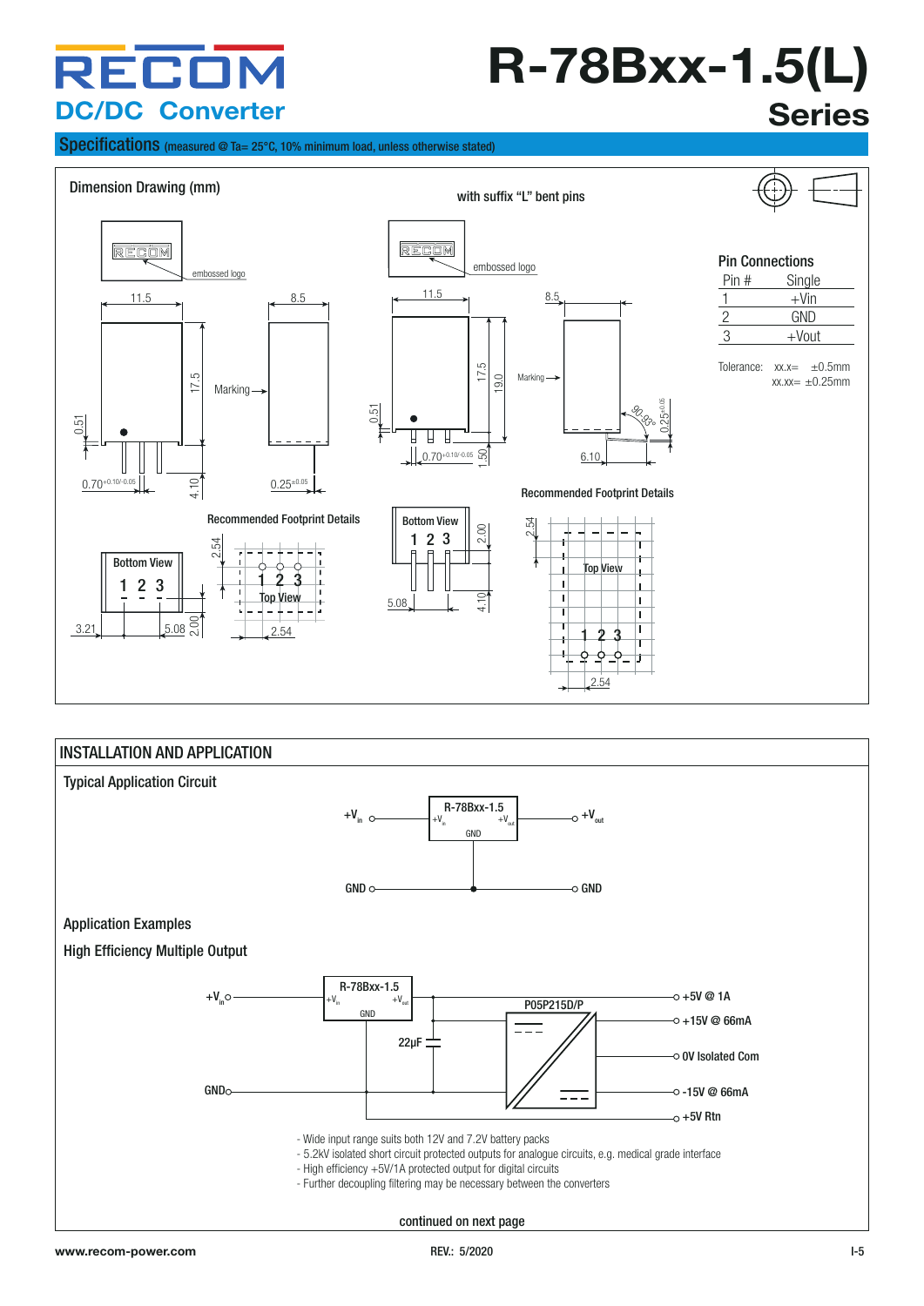# R-78Bxx-1.5(L) Series

RECOM DC/DC Converter

## Specifications (measured @ Ta= 25°C, 10% minimum load, unless otherwise stated)

### Dimension Drawing (mm)

with suffix "L" bent pins

embossed logo

Marking

Recommended Footprint Details

Bottom View 1 2 3

Top View 1 2 3

11.5, 8.5, 17.5, 19.0, 0.51, 4.10, 1.50, 6.10, 0.70+0.10/-0.05, 0.25±0.05, 90-93°, 2.54, 3.21, 5.08, 2.00

#### Pin Connections

| Pin # | Single |
|---|---|
| 1 | +Vin |
| 2 | GND |
| 3 | +Vout |

Tolerance: xx.x= ±0.5mm
xx.xx= ±0.25mm

## INSTALLATION AND APPLICATION

### Typical Application Circuit

+$V_{in}$ — R-78Bxx-1.5 (+$V_{in}$, GND, +$V_{out}$) — +$V_{out}$

GND — GND

### Application Examples

### High Efficiency Multiple Output

+$V_{in}$ — R-78Bxx-1.5 — 22µF — P05P215D/P

Outputs: +5V @ 1A, +15V @ 66mA, 0V Isolated Com, -15V @ 66mA, +5V Rtn

GND

- Wide input range suits both 12V and 7.2V battery packs
- 5.2kV isolated short circuit protected outputs for analogue circuits, e.g. medical grade interface
- High efficiency +5V/1A protected output for digital circuits
- Further decoupling filtering may be necessary between the converters

continued on next page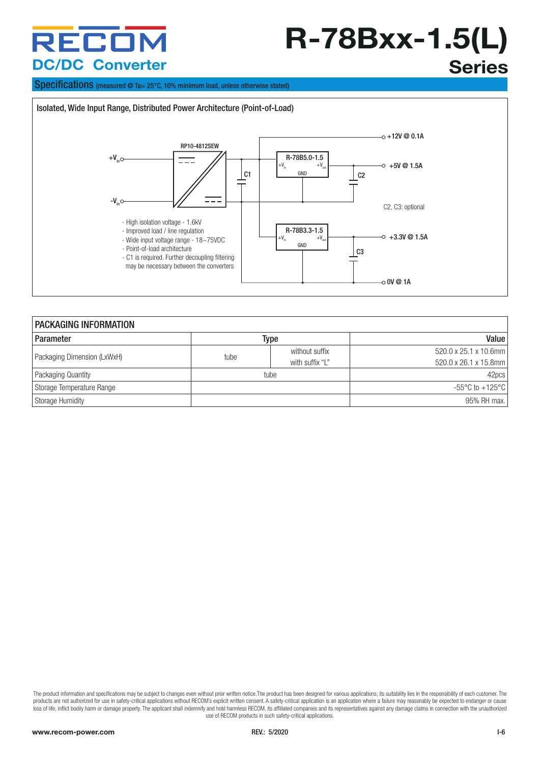**Specifications** (measured @ Ta= 25°C, 10% minimum load, unless otherwise stated)

Isolated, Wide Input Range, Distributed Power Architecture (Point-of-Load)

RP10-4812SEW

$+V_{in}$

$-V_{in}$

C1

R-78B5.0-1.5

$+V_{in}$ $+V_{out}$

GND

C2

R-78B3.3-1.5

$+V_{in}$ $+V_{out}$

GND

C3

+12V @ 0.1A

+5V @ 1.5A

C2, C3: optional

+3.3V @ 1.5A

0V @ 1A

- High isolation voltage - 1.6kV
- Improved load / line regulation
- Wide input voltage range - 18~75VDC
- Point-of-load architecture
- C1 is required. Further decoupling filtering may be necessary between the converters

| PACKAGING INFORMATION | | | |
|---|---|---|---|
| Parameter | Type | | Value |
| Packaging Dimension (LxWxH) | tube | without suffix | 520.0 x 25.1 x 10.6mm |
| | | with suffix "L" | 520.0 x 26.1 x 15.8mm |
| Packaging Quantity | tube | | 42pcs |
| Storage Temperature Range | | | -55°C to +125°C |
| Storage Humidity | | | 95% RH max. |

The product information and specifications may be subject to changes even without prior written notice.The product has been designed for various applications; its suitability lies in the responsibility of each customer. The products are not authorized for use in safety-critical applications without RECOM's explicit written consent. A safety-critical application is an application where a failure may reasonably be expected to endanger or cause loss of life, inflict bodily harm or damage property. The applicant shall indemnify and hold harmless RECOM, its affiliated companies and its representatives against any damage claims in connection with the unauthorized use of RECOM products in such safety-critical applications.